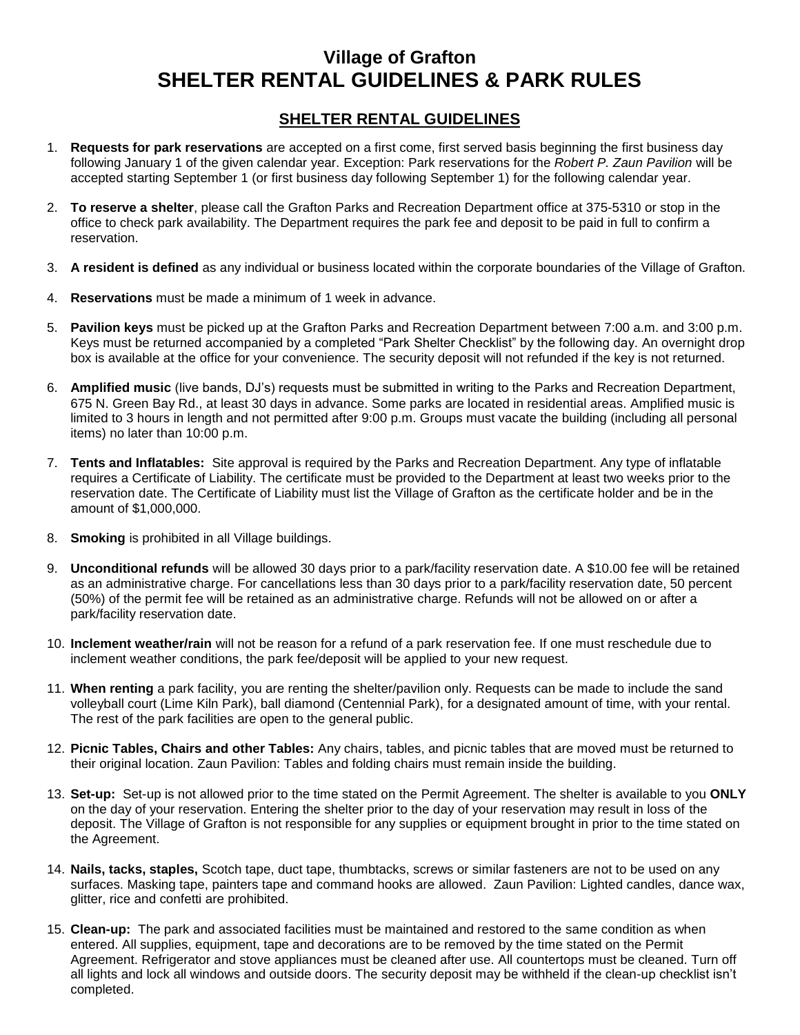# Village of Grafton
# SHELTER RENTAL GUIDELINES & PARK RULES

## SHELTER RENTAL GUIDELINES

1. **Requests for park reservations** are accepted on a first come, first served basis beginning the first business day following January 1 of the given calendar year. Exception: Park reservations for the *Robert P. Zaun Pavilion* will be accepted starting September 1 (or first business day following September 1) for the following calendar year.

2. **To reserve a shelter**, please call the Grafton Parks and Recreation Department office at 375-5310 or stop in the office to check park availability. The Department requires the park fee and deposit to be paid in full to confirm a reservation.

3. **A resident is defined** as any individual or business located within the corporate boundaries of the Village of Grafton.

4. **Reservations** must be made a minimum of 1 week in advance.

5. **Pavilion keys** must be picked up at the Grafton Parks and Recreation Department between 7:00 a.m. and 3:00 p.m. Keys must be returned accompanied by a completed "Park Shelter Checklist" by the following day. An overnight drop box is available at the office for your convenience. The security deposit will not refunded if the key is not returned.

6. **Amplified music** (live bands, DJ's) requests must be submitted in writing to the Parks and Recreation Department, 675 N. Green Bay Rd., at least 30 days in advance. Some parks are located in residential areas. Amplified music is limited to 3 hours in length and not permitted after 9:00 p.m. Groups must vacate the building (including all personal items) no later than 10:00 p.m.

7. **Tents and Inflatables:** Site approval is required by the Parks and Recreation Department. Any type of inflatable requires a Certificate of Liability. The certificate must be provided to the Department at least two weeks prior to the reservation date. The Certificate of Liability must list the Village of Grafton as the certificate holder and be in the amount of $1,000,000.

8. **Smoking** is prohibited in all Village buildings.

9. **Unconditional refunds** will be allowed 30 days prior to a park/facility reservation date. A $10.00 fee will be retained as an administrative charge. For cancellations less than 30 days prior to a park/facility reservation date, 50 percent (50%) of the permit fee will be retained as an administrative charge. Refunds will not be allowed on or after a park/facility reservation date.

10. **Inclement weather/rain** will not be reason for a refund of a park reservation fee. If one must reschedule due to inclement weather conditions, the park fee/deposit will be applied to your new request.

11. **When renting** a park facility, you are renting the shelter/pavilion only. Requests can be made to include the sand volleyball court (Lime Kiln Park), ball diamond (Centennial Park), for a designated amount of time, with your rental. The rest of the park facilities are open to the general public.

12. **Picnic Tables, Chairs and other Tables:** Any chairs, tables, and picnic tables that are moved must be returned to their original location. Zaun Pavilion: Tables and folding chairs must remain inside the building.

13. **Set-up:** Set-up is not allowed prior to the time stated on the Permit Agreement. The shelter is available to you **ONLY** on the day of your reservation. Entering the shelter prior to the day of your reservation may result in loss of the deposit. The Village of Grafton is not responsible for any supplies or equipment brought in prior to the time stated on the Agreement.

14. **Nails, tacks, staples,** Scotch tape, duct tape, thumbtacks, screws or similar fasteners are not to be used on any surfaces. Masking tape, painters tape and command hooks are allowed. Zaun Pavilion: Lighted candles, dance wax, glitter, rice and confetti are prohibited.

15. **Clean-up:** The park and associated facilities must be maintained and restored to the same condition as when entered. All supplies, equipment, tape and decorations are to be removed by the time stated on the Permit Agreement. Refrigerator and stove appliances must be cleaned after use. All countertops must be cleaned. Turn off all lights and lock all windows and outside doors. The security deposit may be withheld if the clean-up checklist isn't completed.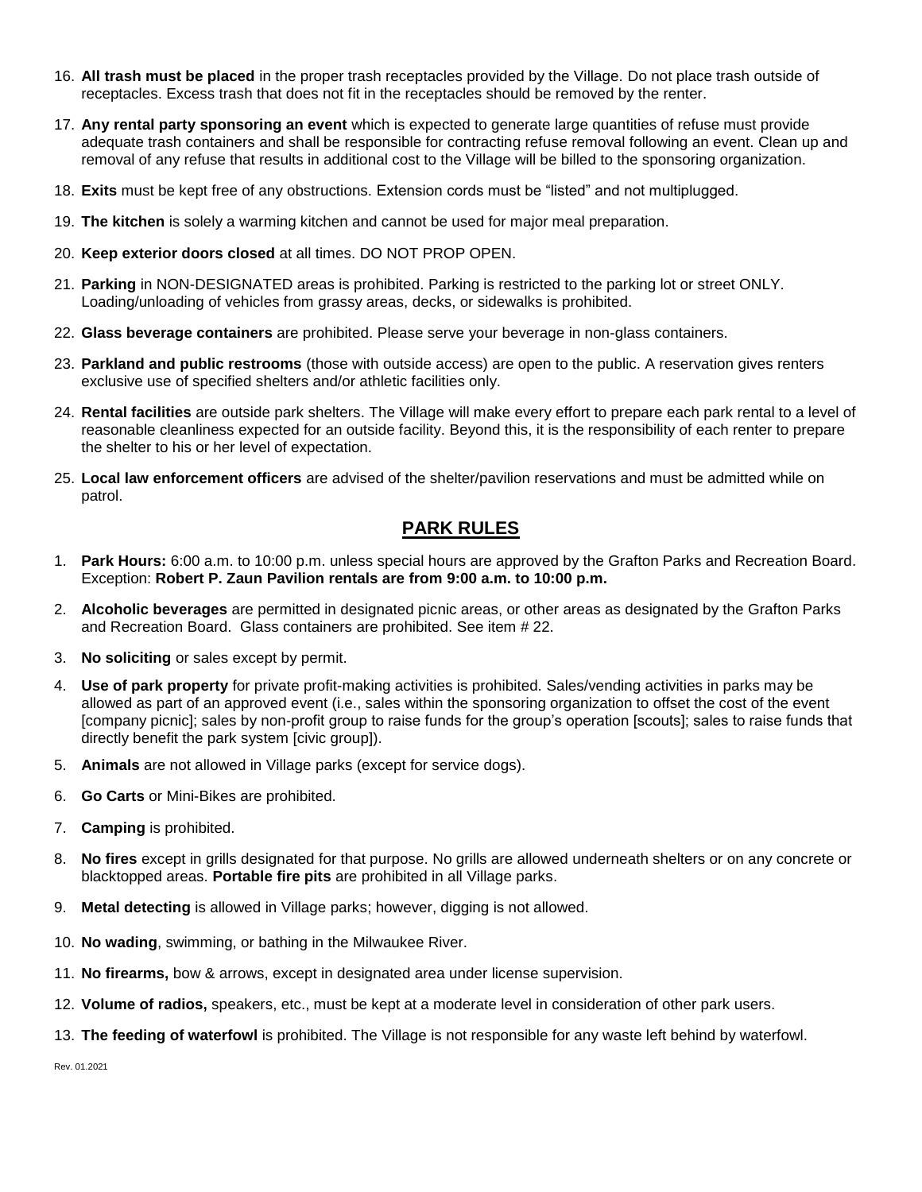16. **All trash must be placed** in the proper trash receptacles provided by the Village. Do not place trash outside of receptacles. Excess trash that does not fit in the receptacles should be removed by the renter.

17. **Any rental party sponsoring an event** which is expected to generate large quantities of refuse must provide adequate trash containers and shall be responsible for contracting refuse removal following an event. Clean up and removal of any refuse that results in additional cost to the Village will be billed to the sponsoring organization.

18. **Exits** must be kept free of any obstructions. Extension cords must be "listed" and not multiplugged.

19. **The kitchen** is solely a warming kitchen and cannot be used for major meal preparation.

20. **Keep exterior doors closed** at all times. DO NOT PROP OPEN.

21. **Parking** in NON-DESIGNATED areas is prohibited. Parking is restricted to the parking lot or street ONLY. Loading/unloading of vehicles from grassy areas, decks, or sidewalks is prohibited.

22. **Glass beverage containers** are prohibited. Please serve your beverage in non-glass containers.

23. **Parkland and public restrooms** (those with outside access) are open to the public. A reservation gives renters exclusive use of specified shelters and/or athletic facilities only.

24. **Rental facilities** are outside park shelters. The Village will make every effort to prepare each park rental to a level of reasonable cleanliness expected for an outside facility. Beyond this, it is the responsibility of each renter to prepare the shelter to his or her level of expectation.

25. **Local law enforcement officers** are advised of the shelter/pavilion reservations and must be admitted while on patrol.

## PARK RULES

1. **Park Hours:** 6:00 a.m. to 10:00 p.m. unless special hours are approved by the Grafton Parks and Recreation Board. Exception: **Robert P. Zaun Pavilion rentals are from 9:00 a.m. to 10:00 p.m.**

2. **Alcoholic beverages** are permitted in designated picnic areas, or other areas as designated by the Grafton Parks and Recreation Board. Glass containers are prohibited. See item # 22.

3. **No soliciting** or sales except by permit.

4. **Use of park property** for private profit-making activities is prohibited. Sales/vending activities in parks may be allowed as part of an approved event (i.e., sales within the sponsoring organization to offset the cost of the event [company picnic]; sales by non-profit group to raise funds for the group's operation [scouts]; sales to raise funds that directly benefit the park system [civic group]).

5. **Animals** are not allowed in Village parks (except for service dogs).

6. **Go Carts** or Mini-Bikes are prohibited.

7. **Camping** is prohibited.

8. **No fires** except in grills designated for that purpose. No grills are allowed underneath shelters or on any concrete or blacktopped areas. **Portable fire pits** are prohibited in all Village parks.

9. **Metal detecting** is allowed in Village parks; however, digging is not allowed.

10. **No wading**, swimming, or bathing in the Milwaukee River.

11. **No firearms,** bow & arrows, except in designated area under license supervision.

12. **Volume of radios,** speakers, etc., must be kept at a moderate level in consideration of other park users.

13. **The feeding of waterfowl** is prohibited. The Village is not responsible for any waste left behind by waterfowl.

Rev. 01.2021